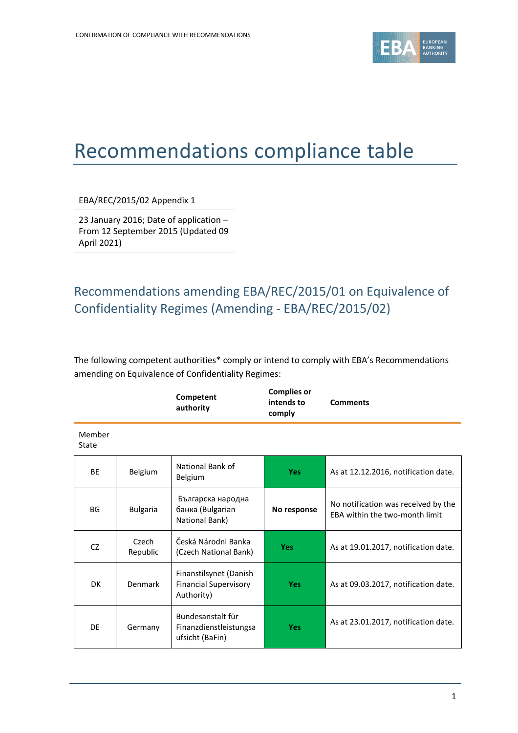# Recommendations compliance table

EBA/REC/2015/02 Appendix 1

23 January 2016; Date of application – From 12 September 2015 (Updated 09 April 2021)

## Recommendations amending EBA/REC/2015/01 on Equivalence of Confidentiality Regimes (Amending - EBA/REC/2015/02)

The following competent authorities* comply or intend to comply with EBA's Recommendations amending on Equivalence of Confidentiality Regimes:

| Member State | | Competent authority | Complies or intends to comply | Comments |
|---|---|---|---|---|
| BE | Belgium | National Bank of Belgium | Yes | As at 12.12.2016, notification date. |
| BG | Bulgaria | Българска народна банка (Bulgarian National Bank) | No response | No notification was received by the EBA within the two-month limit |
| CZ | Czech Republic | Česká Národni Banka (Czech National Bank) | Yes | As at 19.01.2017, notification date. |
| DK | Denmark | Finanstilsynet (Danish Financial Supervisory Authority) | Yes | As at 09.03.2017, notification date. |
| DE | Germany | Bundesanstalt für Finanzdienstleistungsaufsicht (BaFin) | Yes | As at 23.01.2017, notification date. |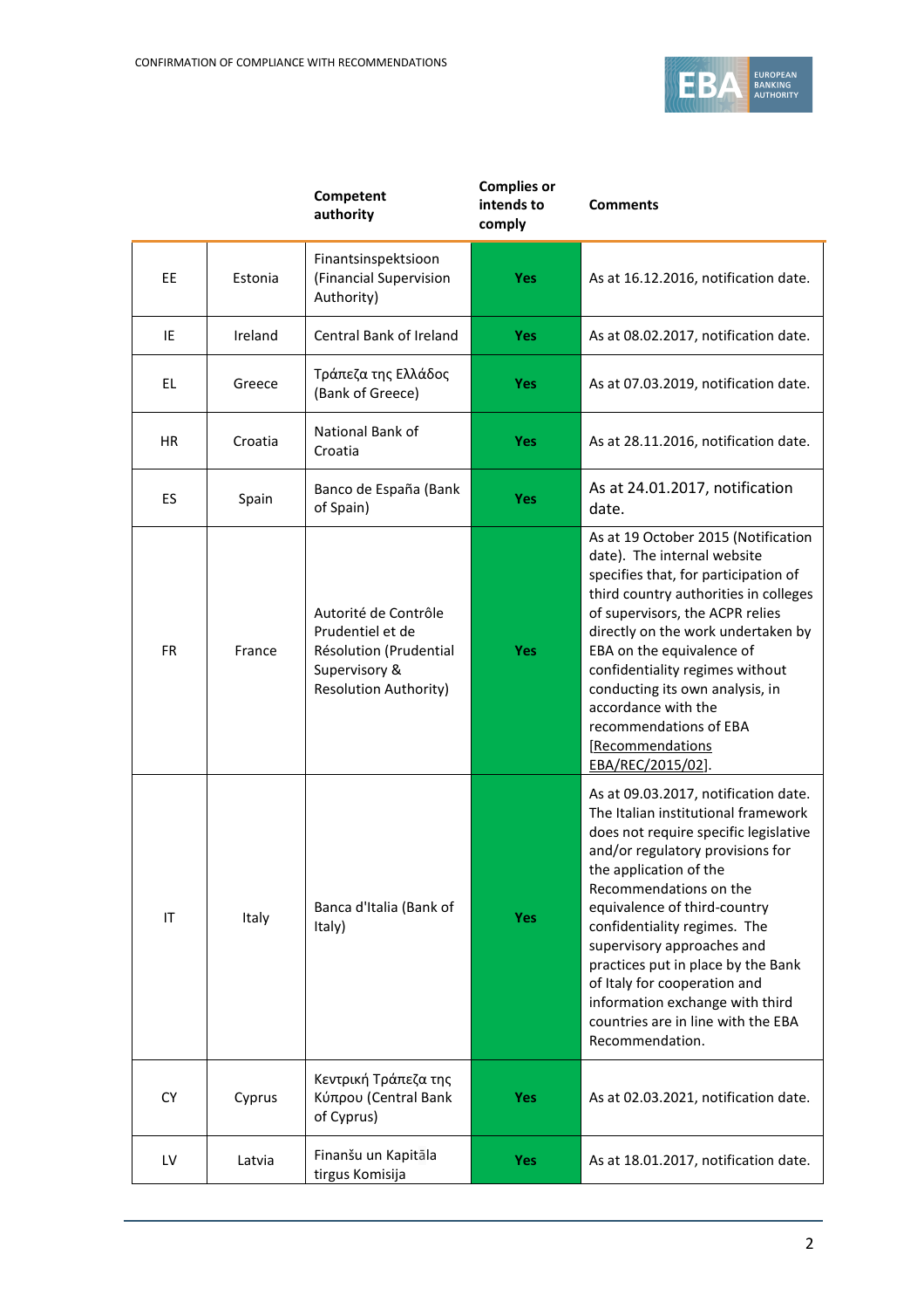| | | Competent authority | Complies or intends to comply | Comments |
|---|---|---|---|---|
| EE | Estonia | Finantsinspektsioon (Financial Supervision Authority) | Yes | As at 16.12.2016, notification date. |
| IE | Ireland | Central Bank of Ireland | Yes | As at 08.02.2017, notification date. |
| EL | Greece | Τράπεζα της Ελλάδος (Bank of Greece) | Yes | As at 07.03.2019, notification date. |
| HR | Croatia | National Bank of Croatia | Yes | As at 28.11.2016, notification date. |
| ES | Spain | Banco de España (Bank of Spain) | Yes | As at 24.01.2017, notification date. |
| FR | France | Autorité de Contrôle Prudentiel et de Résolution (Prudential Supervisory & Resolution Authority) | Yes | As at 19 October 2015 (Notification date). The internal website specifies that, for participation of third country authorities in colleges of supervisors, the ACPR relies directly on the work undertaken by EBA on the equivalence of confidentiality regimes without conducting its own analysis, in accordance with the recommendations of EBA [Recommendations EBA/REC/2015/02]. |
| IT | Italy | Banca d'Italia (Bank of Italy) | Yes | As at 09.03.2017, notification date. The Italian institutional framework does not require specific legislative and/or regulatory provisions for the application of the Recommendations on the equivalence of third-country confidentiality regimes. The supervisory approaches and practices put in place by the Bank of Italy for cooperation and information exchange with third countries are in line with the EBA Recommendation. |
| CY | Cyprus | Κεντρική Τράπεζα της Κύπρου (Central Bank of Cyprus) | Yes | As at 02.03.2021, notification date. |
| LV | Latvia | Finanšu un Kapitāla tirgus Komisija | Yes | As at 18.01.2017, notification date. |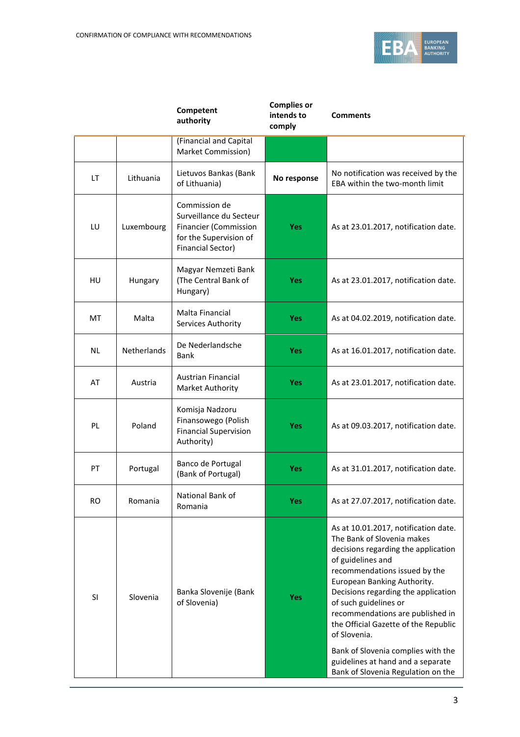| | | Competent authority | Complies or intends to comply | Comments |
|---|---|---|---|---|
| | | (Financial and Capital Market Commission) | | |
| LT | Lithuania | Lietuvos Bankas (Bank of Lithuania) | **No response** | No notification was received by the EBA within the two-month limit |
| LU | Luxembourg | Commission de Surveillance du Secteur Financier (Commission for the Supervision of Financial Sector) | **Yes** | As at 23.01.2017, notification date. |
| HU | Hungary | Magyar Nemzeti Bank (The Central Bank of Hungary) | **Yes** | As at 23.01.2017, notification date. |
| MT | Malta | Malta Financial Services Authority | **Yes** | As at 04.02.2019, notification date. |
| NL | Netherlands | De Nederlandsche Bank | **Yes** | As at 16.01.2017, notification date. |
| AT | Austria | Austrian Financial Market Authority | **Yes** | As at 23.01.2017, notification date. |
| PL | Poland | Komisja Nadzoru Finansowego (Polish Financial Supervision Authority) | **Yes** | As at 09.03.2017, notification date. |
| PT | Portugal | Banco de Portugal (Bank of Portugal) | **Yes** | As at 31.01.2017, notification date. |
| RO | Romania | National Bank of Romania | **Yes** | As at 27.07.2017, notification date. |
| SI | Slovenia | Banka Slovenije (Bank of Slovenia) | **Yes** | As at 10.01.2017, notification date. The Bank of Slovenia makes decisions regarding the application of guidelines and recommendations issued by the European Banking Authority. Decisions regarding the application of such guidelines or recommendations are published in the Official Gazette of the Republic of Slovenia. Bank of Slovenia complies with the guidelines at hand and a separate Bank of Slovenia Regulation on the |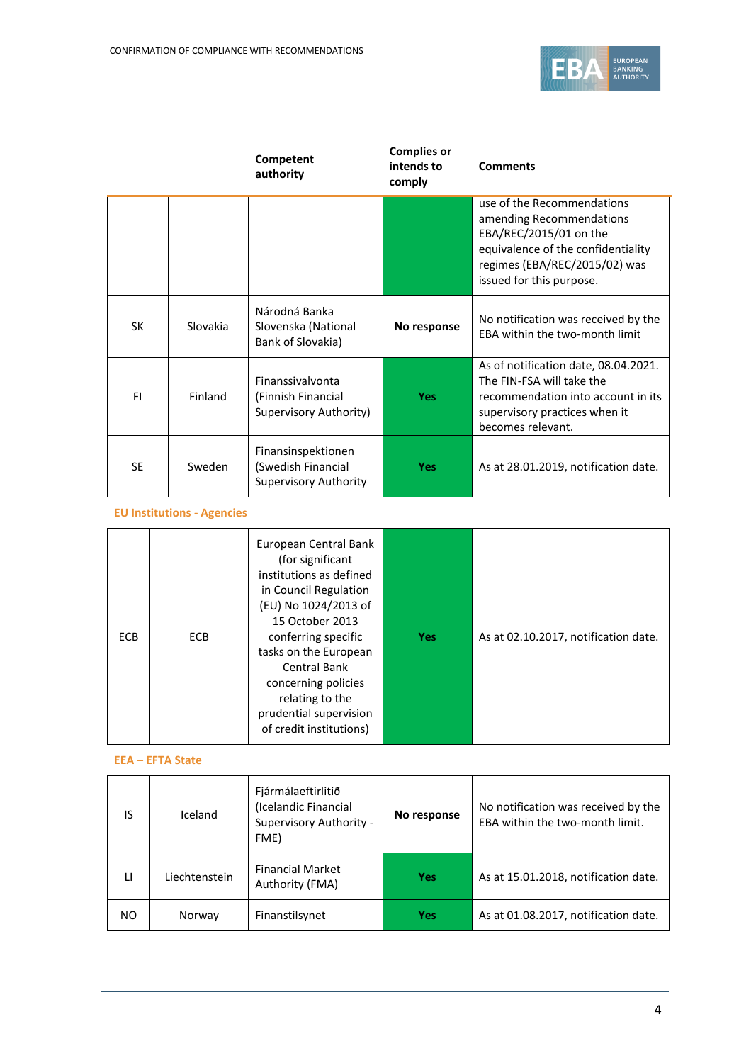| | | Competent authority | Complies or intends to comply | Comments |
|---|---|---|---|---|
| | | | | use of the Recommendations amending Recommendations EBA/REC/2015/01 on the equivalence of the confidentiality regimes (EBA/REC/2015/02) was issued for this purpose. |
| SK | Slovakia | Národná Banka Slovenska (National Bank of Slovakia) | No response | No notification was received by the EBA within the two-month limit |
| FI | Finland | Finanssivalvonta (Finnish Financial Supervisory Authority) | Yes | As of notification date, 08.04.2021. The FIN-FSA will take the recommendation into account in its supervisory practices when it becomes relevant. |
| SE | Sweden | Finansinspektionen (Swedish Financial Supervisory Authority | Yes | As at 28.01.2019, notification date. |

**EU Institutions - Agencies**

| | | Competent authority | Complies or intends to comply | Comments |
|---|---|---|---|---|
| ECB | ECB | European Central Bank (for significant institutions as defined in Council Regulation (EU) No 1024/2013 of 15 October 2013 conferring specific tasks on the European Central Bank concerning policies relating to the prudential supervision of credit institutions) | Yes | As at 02.10.2017, notification date. |

**EEA – EFTA State**

| | | Competent authority | Complies or intends to comply | Comments |
|---|---|---|---|---|
| IS | Iceland | Fjármálaeftirlitið (Icelandic Financial Supervisory Authority - FME) | No response | No notification was received by the EBA within the two-month limit. |
| LI | Liechtenstein | Financial Market Authority (FMA) | Yes | As at 15.01.2018, notification date. |
| NO | Norway | Finanstilsynet | Yes | As at 01.08.2017, notification date. |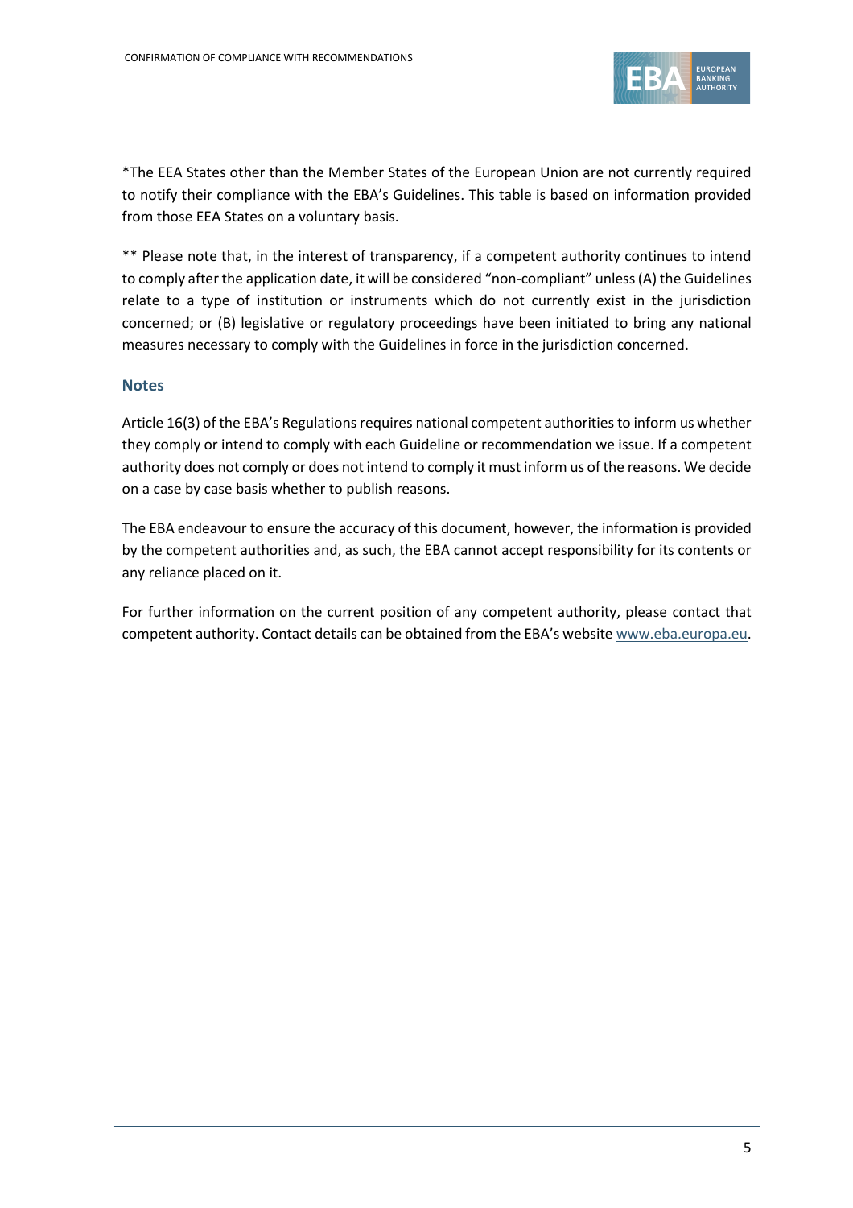*The EEA States other than the Member States of the European Union are not currently required to notify their compliance with the EBA's Guidelines. This table is based on information provided from those EEA States on a voluntary basis.

** Please note that, in the interest of transparency, if a competent authority continues to intend to comply after the application date, it will be considered "non-compliant" unless (A) the Guidelines relate to a type of institution or instruments which do not currently exist in the jurisdiction concerned; or (B) legislative or regulatory proceedings have been initiated to bring any national measures necessary to comply with the Guidelines in force in the jurisdiction concerned.

## Notes

Article 16(3) of the EBA's Regulations requires national competent authorities to inform us whether they comply or intend to comply with each Guideline or recommendation we issue. If a competent authority does not comply or does not intend to comply it must inform us of the reasons. We decide on a case by case basis whether to publish reasons.

The EBA endeavour to ensure the accuracy of this document, however, the information is provided by the competent authorities and, as such, the EBA cannot accept responsibility for its contents or any reliance placed on it.

For further information on the current position of any competent authority, please contact that competent authority. Contact details can be obtained from the EBA's website [www.eba.europa.eu](http://www.eba.europa.eu).